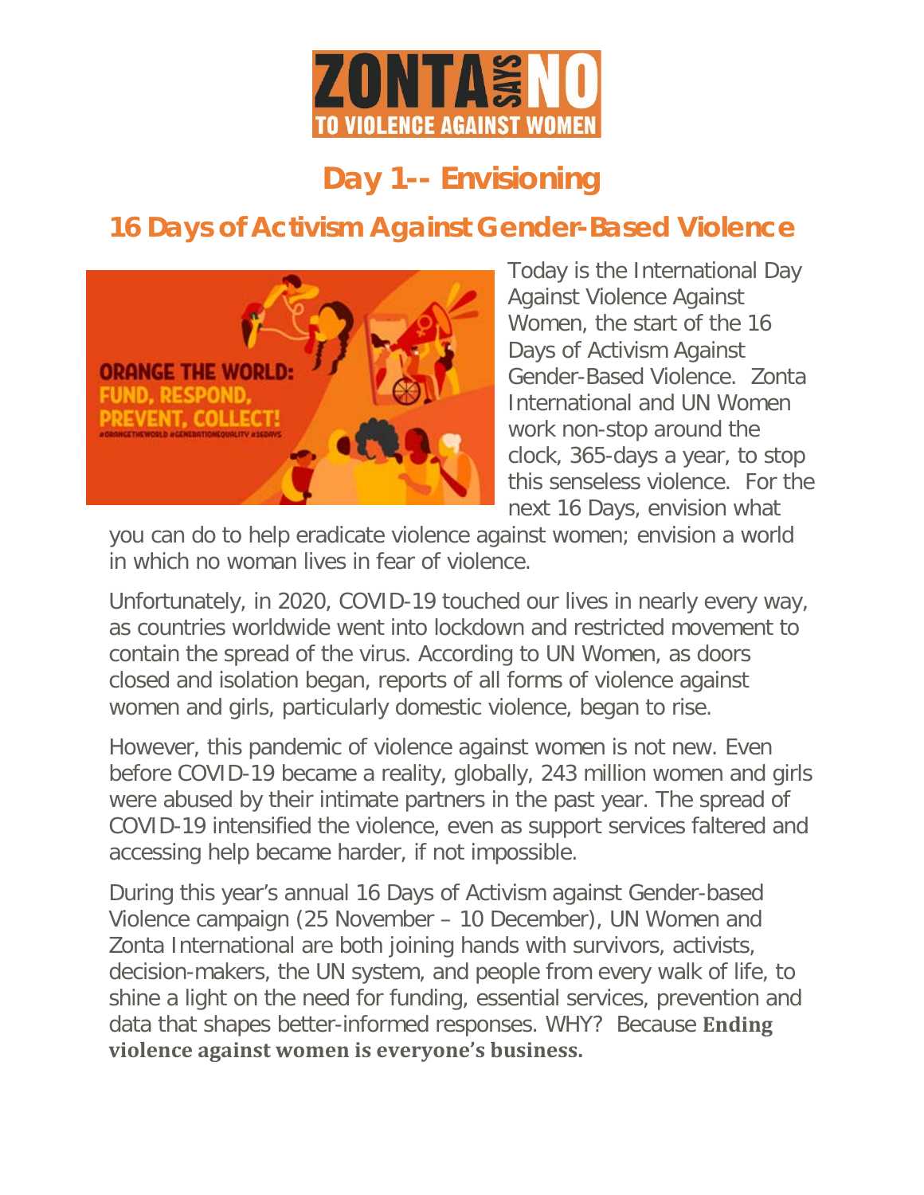# Day 1-- Envisioning

## 16 Days of Activism Against Gender-Based Violence

Today is the International Day Against Violence Against Women, the start of the 16 Days of Activism Against Gender-Based Violence. Zonta International and UN Women work non-stop around the clock, 365-days a year, to stop this senseless violence. For the next 16 Days, envision what you can do to help eradicate violence against women; envision a world in which no woman lives in fear of violence.

Unfortunately, in 2020, COVID-19 touched our lives in nearly every way, as countries worldwide went into lockdown and restricted movement to contain the spread of the virus. According to UN Women, as doors closed and isolation began, reports of all forms of violence against women and girls, particularly domestic violence, began to rise.

However, this pandemic of violence against women is not new. Even before COVID-19 became a reality, globally, 243 million women and girls were abused by their intimate partners in the past year. The spread of COVID-19 intensified the violence, even as support services faltered and accessing help became harder, if not impossible.

During this year's annual 16 Days of Activism against Gender-based Violence campaign (25 November – 10 December), UN Women and Zonta International are both joining hands with survivors, activists, decision-makers, the UN system, and people from every walk of life, to shine a light on the need for funding, essential services, prevention and data that shapes better-informed responses. WHY? Because **Ending violence against women is everyone's business.**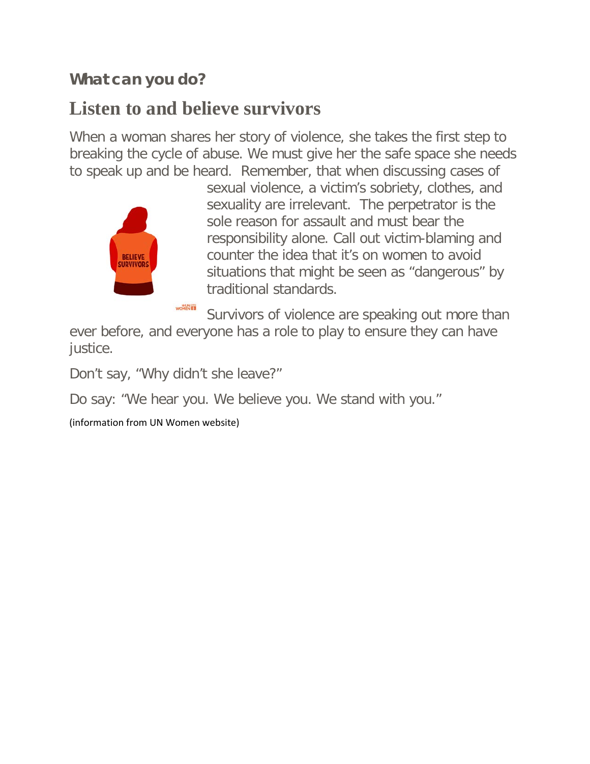## What can you do?

# Listen to and believe survivors

When a woman shares her story of violence, she takes the first step to breaking the cycle of abuse. We must give her the safe space she needs to speak up and be heard. Remember, that when discussing cases of sexual violence, a victim's sobriety, clothes, and sexuality are irrelevant. The perpetrator is the sole reason for assault and must bear the responsibility alone. Call out victim-blaming and counter the idea that it's on women to avoid situations that might be seen as "dangerous" by traditional standards.

Survivors of violence are speaking out more than ever before, and everyone has a role to play to ensure they can have justice.

Don't say, "Why didn't she leave?"

Do say: "We hear you. We believe you. We stand with you."

(information from UN Women website)